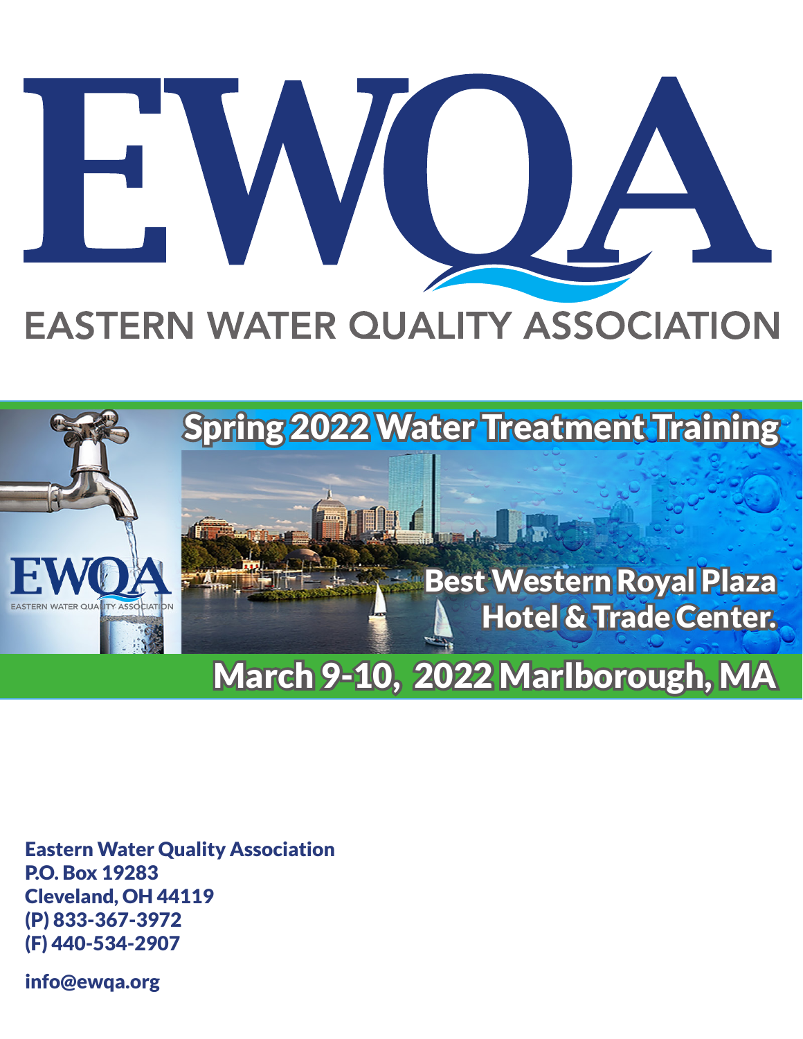# EWQA

## EASTERN WATER QUALITY ASSOCIATION

## Spring 2022 Water Treatment Training

**Best Western Royal Plaza Hotel & Trade Center.**

**March 9-10, 2022 Marlborough, MA**

**Eastern Water Quality Association**
**P.O. Box 19283**
**Cleveland, OH 44119**
**(P) 833-367-3972**
**(F) 440-534-2907**

**info@ewqa.org**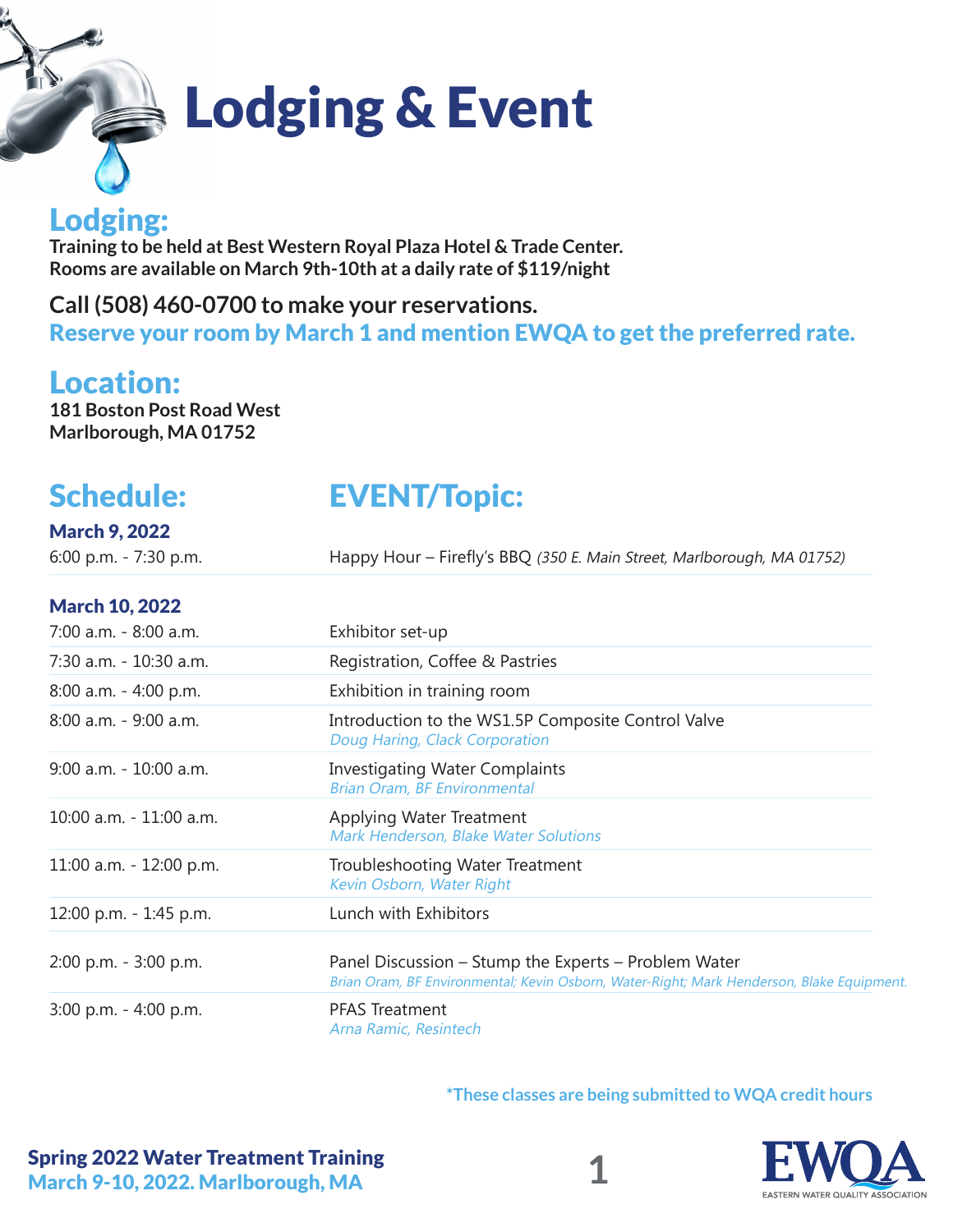# Lodging & Event

## Lodging:

**Training to be held at Best Western Royal Plaza Hotel & Trade Center.**
**Rooms are available on March 9th-10th at a daily rate of $119/night**

**Call (508) 460-0700 to make your reservations.**
**Reserve your room by March 1 and mention EWQA to get the preferred rate.**

## Location:

**181 Boston Post Road West**
**Marlborough, MA 01752**

| Schedule: | EVENT/Topic: |
|---|---|
| **March 9, 2022** | |
| 6:00 p.m. - 7:30 p.m. | Happy Hour – Firefly's BBQ *(350 E. Main Street, Marlborough, MA 01752)* |
| **March 10, 2022** | |
| 7:00 a.m. - 8:00 a.m. | Exhibitor set-up |
| 7:30 a.m. - 10:30 a.m. | Registration, Coffee & Pastries |
| 8:00 a.m. - 4:00 p.m. | Exhibition in training room |
| 8:00 a.m. - 9:00 a.m. | Introduction to the WS1.5P Composite Control Valve<br>*Doug Haring, Clack Corporation* |
| 9:00 a.m. - 10:00 a.m. | Investigating Water Complaints<br>*Brian Oram, BF Environmental* |
| 10:00 a.m. - 11:00 a.m. | Applying Water Treatment<br>*Mark Henderson, Blake Water Solutions* |
| 11:00 a.m. - 12:00 p.m. | Troubleshooting Water Treatment<br>*Kevin Osborn, Water Right* |
| 12:00 p.m. - 1:45 p.m. | Lunch with Exhibitors |
| 2:00 p.m. - 3:00 p.m. | Panel Discussion – Stump the Experts – Problem Water<br>*Brian Oram, BF Environmental; Kevin Osborn, Water-Right; Mark Henderson, Blake Equipment.* |
| 3:00 p.m. - 4:00 p.m. | PFAS Treatment<br>*Arna Ramic, Resintech* |

**\*These classes are being submitted to WQA credit hours**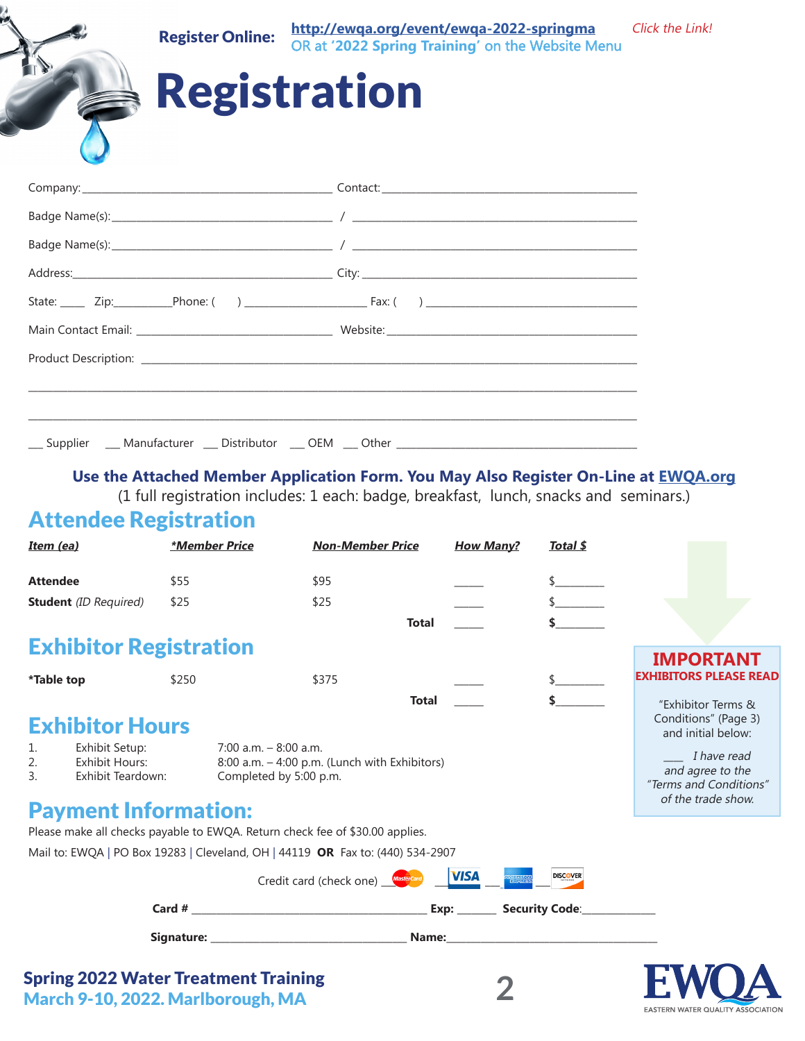**Register Online:** http://ewqa.org/event/ewqa-2022-springma *Click the Link!*
OR at '**2022 Spring Training**' on the Website Menu

# Registration

Company: ________________________ Contact: ________________________

Badge Name(s): ________________________ / ________________________

Badge Name(s): ________________________ / ________________________

Address: ________________________ City: ________________________

State: ____ Zip: _________ Phone: ( ) ____________ Fax: ( ) ____________

Main Contact Email: ________________________ Website: ________________________

Product Description: ________________________________________________

________________________________________________

________________________________________________

__ Supplier __ Manufacturer __ Distributor __ OEM __ Other ____________

**Use the Attached Member Application Form. You May Also Register On-Line at EWQA.org**
(1 full registration includes: 1 each: badge, breakfast, lunch, snacks and seminars.)

## Attendee Registration

| *Item (ea)* | *\*Member Price* | *Non-Member Price* | *How Many?* | *Total $* |
|---|---|---|---|---|
| **Attendee** | $55 | $95 | _____ | $________ |
| **Student** *(ID Required)* | $25 | $25 | _____ | $________ |
| | | **Total** | _____ | **$**________ |

## Exhibitor Registration

| | | | | |
|---|---|---|---|---|
| **\*Table top** | $250 | $375 | _____ | $________ |
| | | **Total** | _____ | **$**________ |

**IMPORTANT**
**EXHIBITORS PLEASE READ**

"Exhibitor Terms & Conditions" (Page 3) and initial below:

___ *I have read and agree to the "Terms and Conditions" of the trade show.*

## Exhibitor Hours

1. Exhibit Setup: 7:00 a.m. – 8:00 a.m.
2. Exhibit Hours: 8:00 a.m. – 4:00 p.m. (Lunch with Exhibitors)
3. Exhibit Teardown: Completed by 5:00 p.m.

## Payment Information:

Please make all checks payable to EWQA. Return check fee of $30.00 applies.

Mail to: EWQA | PO Box 19283 | Cleveland, OH | 44119 **OR** Fax to: (440) 534-2907

Credit card (check one) __ MasterCard __ VISA __ American Express __ Discover

**Card #** ________________________ **Exp:** _______ **Security Code:** ____________

**Signature:** ________________________ **Name:** ________________________

**Spring 2022 Water Treatment Training**
**March 9-10, 2022. Marlborough, MA**

EWQA
EASTERN WATER QUALITY ASSOCIATION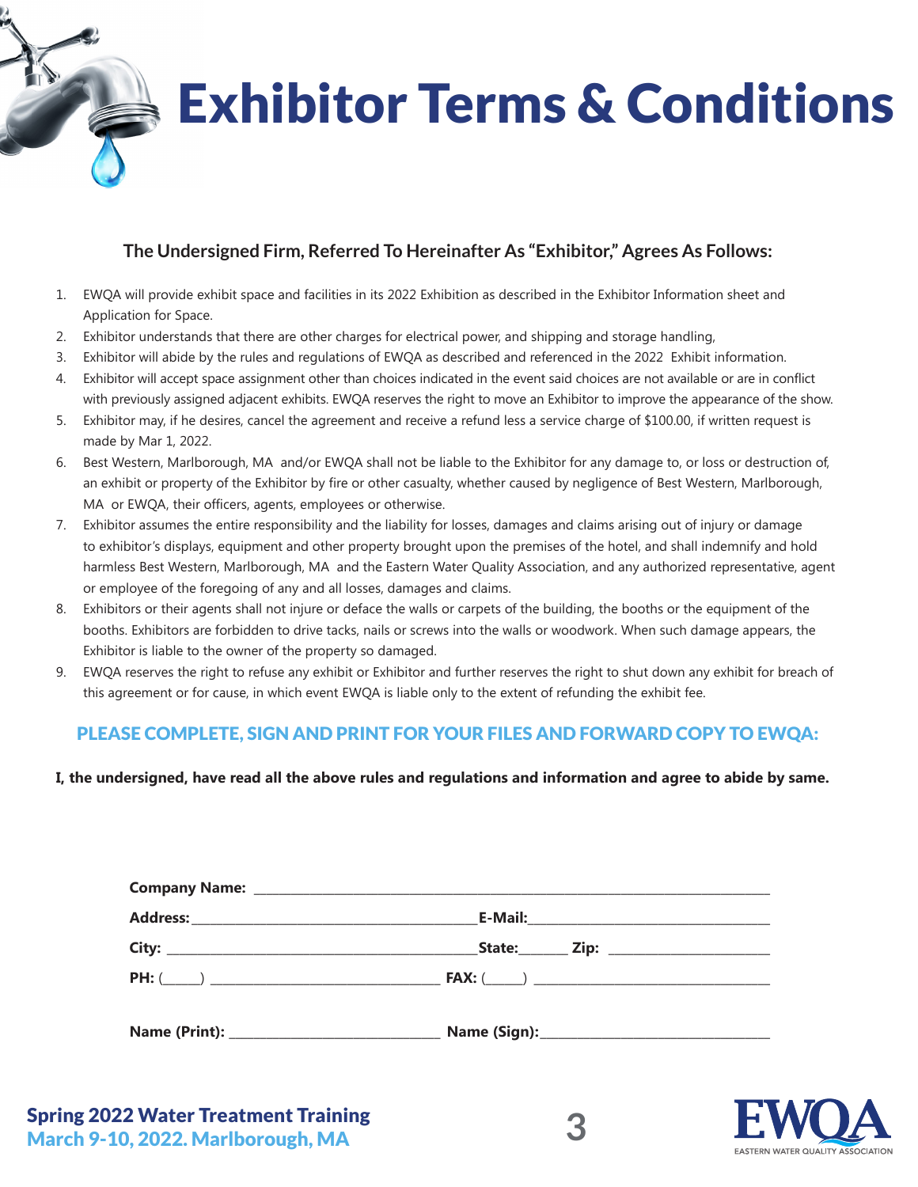# Exhibitor Terms & Conditions

### The Undersigned Firm, Referred To Hereinafter As "Exhibitor," Agrees As Follows:

1. EWQA will provide exhibit space and facilities in its 2022 Exhibition as described in the Exhibitor Information sheet and Application for Space.
2. Exhibitor understands that there are other charges for electrical power, and shipping and storage handling,
3. Exhibitor will abide by the rules and regulations of EWQA as described and referenced in the 2022 Exhibit information.
4. Exhibitor will accept space assignment other than choices indicated in the event said choices are not available or are in conflict with previously assigned adjacent exhibits. EWQA reserves the right to move an Exhibitor to improve the appearance of the show.
5. Exhibitor may, if he desires, cancel the agreement and receive a refund less a service charge of $100.00, if written request is made by Mar 1, 2022.
6. Best Western, Marlborough, MA and/or EWQA shall not be liable to the Exhibitor for any damage to, or loss or destruction of, an exhibit or property of the Exhibitor by fire or other casualty, whether caused by negligence of Best Western, Marlborough, MA or EWQA, their officers, agents, employees or otherwise.
7. Exhibitor assumes the entire responsibility and the liability for losses, damages and claims arising out of injury or damage to exhibitor's displays, equipment and other property brought upon the premises of the hotel, and shall indemnify and hold harmless Best Western, Marlborough, MA and the Eastern Water Quality Association, and any authorized representative, agent or employee of the foregoing of any and all losses, damages and claims.
8. Exhibitors or their agents shall not injure or deface the walls or carpets of the building, the booths or the equipment of the booths. Exhibitors are forbidden to drive tacks, nails or screws into the walls or woodwork. When such damage appears, the Exhibitor is liable to the owner of the property so damaged.
9. EWQA reserves the right to refuse any exhibit or Exhibitor and further reserves the right to shut down any exhibit for breach of this agreement or for cause, in which event EWQA is liable only to the extent of refunding the exhibit fee.

### PLEASE COMPLETE, SIGN AND PRINT FOR YOUR FILES AND FORWARD COPY TO EWQA:

**I, the undersigned, have read all the above rules and regulations and information and agree to abide by same.**

**Company Name:** ____________________________________________

**Address:** ______________________________ **E-Mail:** ______________________________

**City:** ______________________________ **State:** ______ **Zip:** ____________________

**PH:** (_____) ______________________________ **FAX:** (_____) ______________________________

**Name (Print):** ______________________________ **Name (Sign):** ______________________________

**Spring 2022 Water Treatment Training**
**March 9-10, 2022. Marlborough, MA**

EWQA
EASTERN WATER QUALITY ASSOCIATION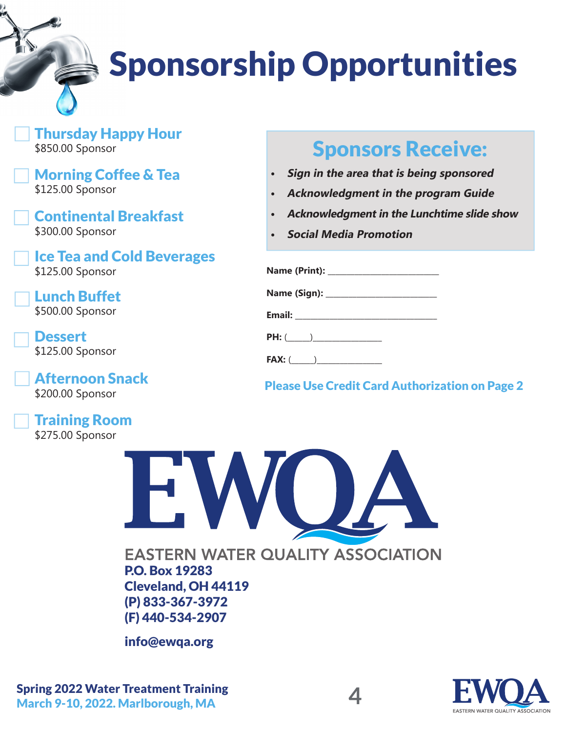# Sponsorship Opportunities

- ☐ **Thursday Happy Hour**
  $850.00 Sponsor
- ☐ **Morning Coffee & Tea**
  $125.00 Sponsor
- ☐ **Continental Breakfast**
  $300.00 Sponsor
- ☐ **Ice Tea and Cold Beverages**
  $125.00 Sponsor
- ☐ **Lunch Buffet**
  $500.00 Sponsor
- ☐ **Dessert**
  $125.00 Sponsor
- ☐ **Afternoon Snack**
  $200.00 Sponsor
- ☐ **Training Room**
  $275.00 Sponsor

## Sponsors Receive:

- *Sign in the area that is being sponsored*
- *Acknowledgment in the program Guide*
- *Acknowledgment in the Lunchtime slide show*
- *Social Media Promotion*

**Name (Print):** ______________________

**Name (Sign):** ______________________

**Email:** ____________________________

**PH:** (_____)_______________

**FAX:** (_____)_______________

**Please Use Credit Card Authorization on Page 2**

EWQA

EASTERN WATER QUALITY ASSOCIATION

**P.O. Box 19283**
**Cleveland, OH 44119**
**(P) 833-367-3972**
**(F) 440-534-2907**

**info@ewqa.org**

**Spring 2022 Water Treatment Training**
**March 9-10, 2022. Marlborough, MA**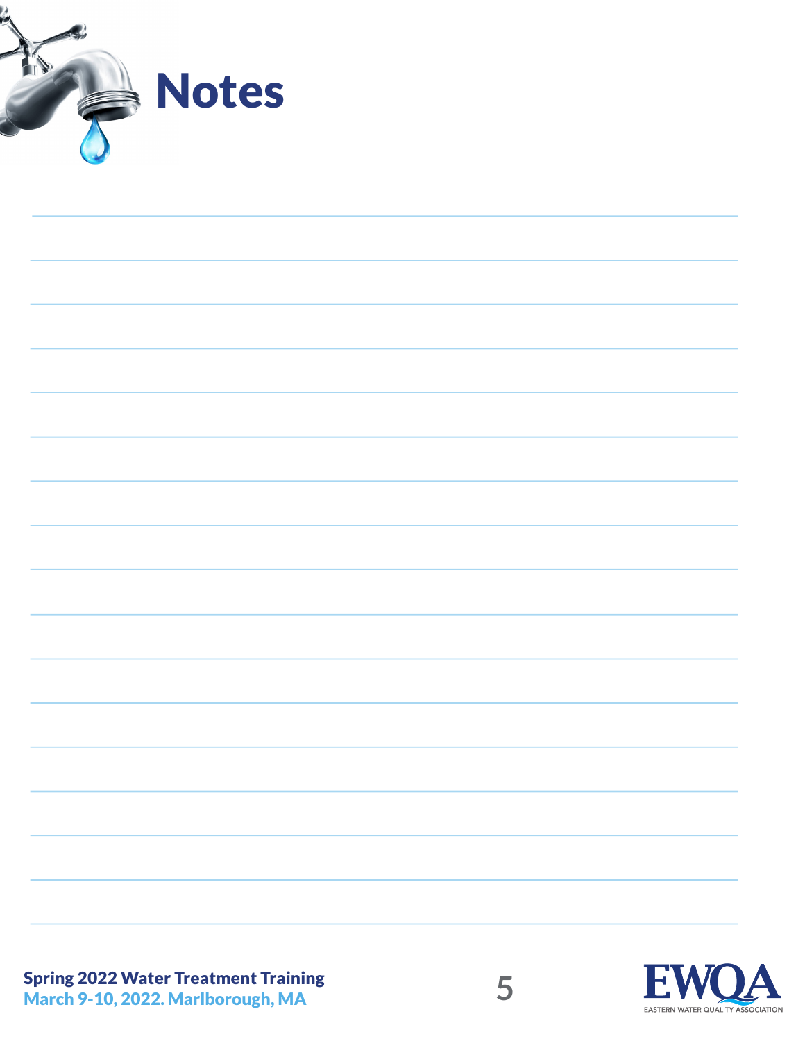# Notes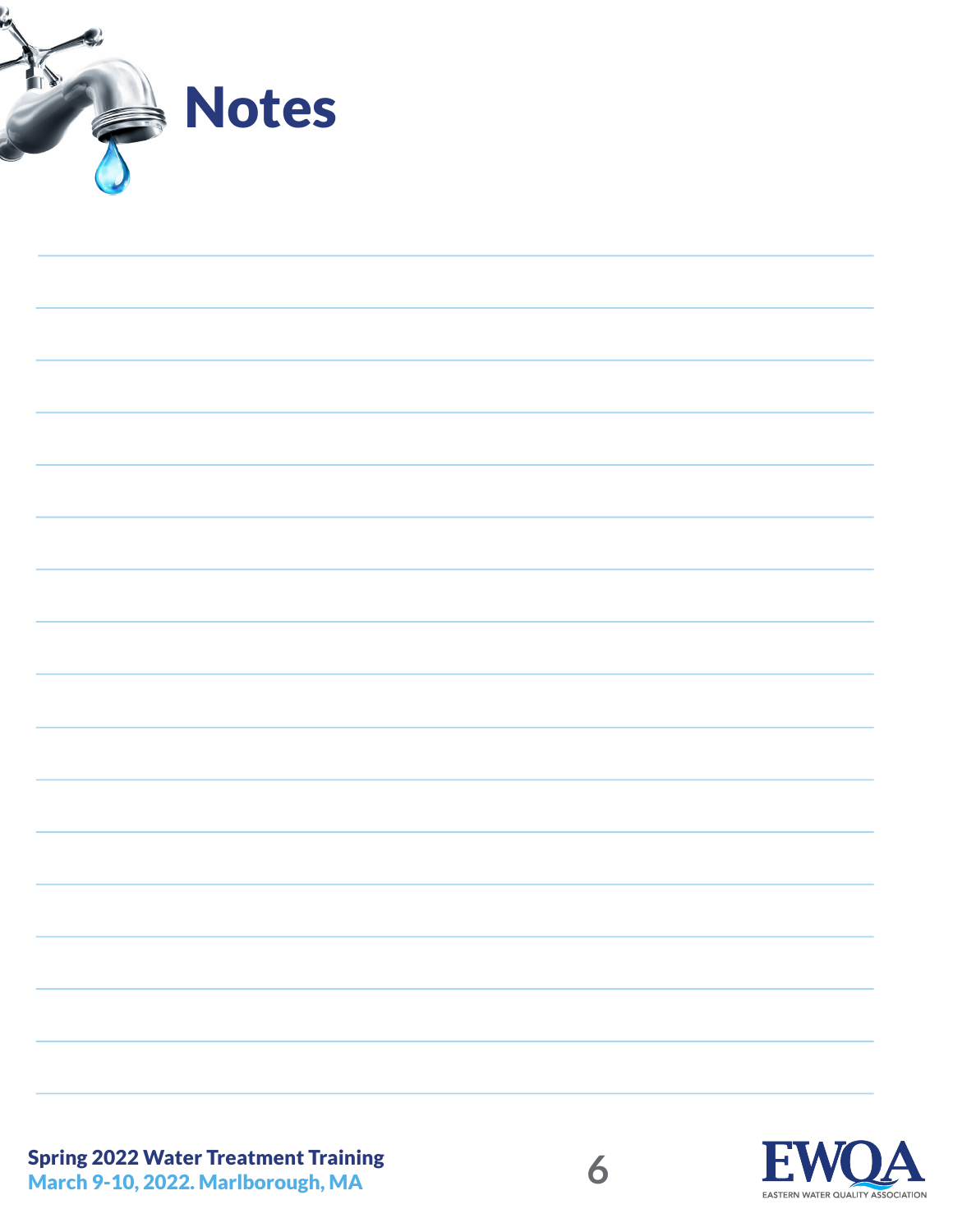# Notes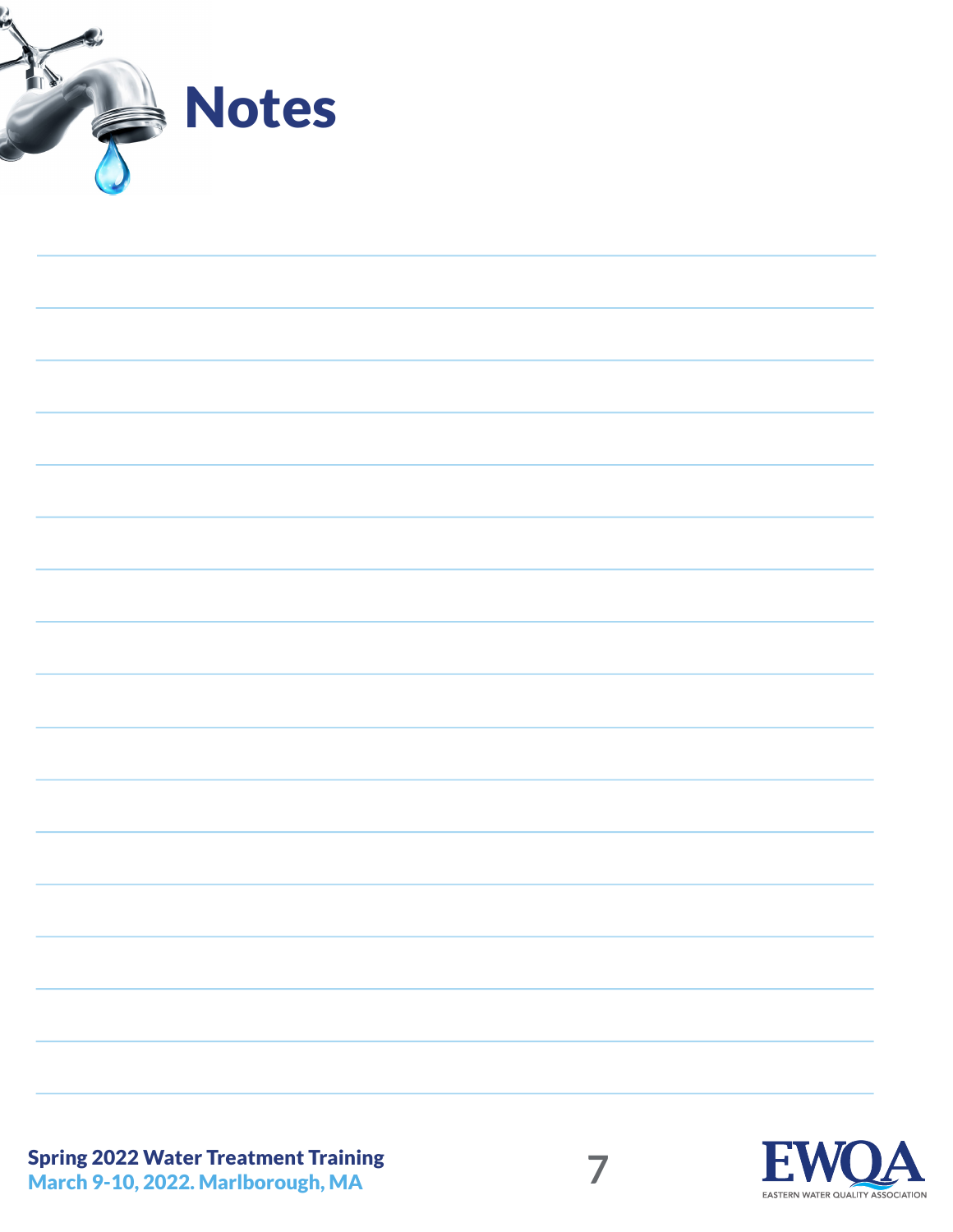# Notes